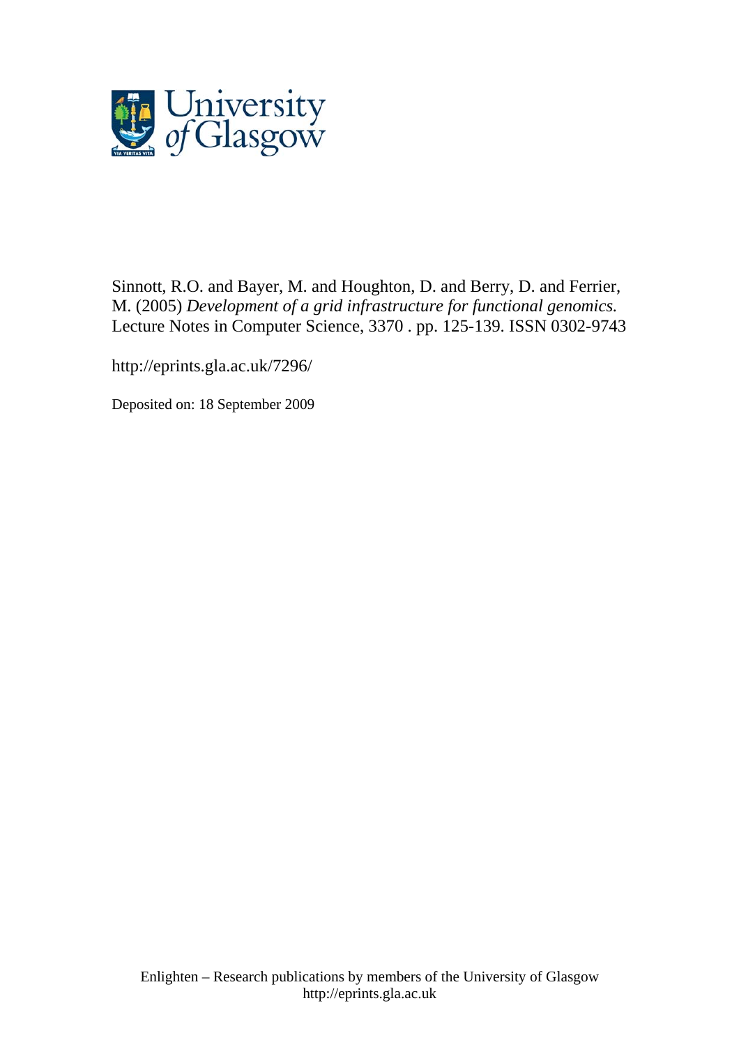University of Glasgow

Sinnott, R.O. and Bayer, M. and Houghton, D. and Berry, D. and Ferrier, M. (2005) *Development of a grid infrastructure for functional genomics.* Lecture Notes in Computer Science, 3370 . pp. 125-139. ISSN 0302-9743

http://eprints.gla.ac.uk/7296/

Deposited on: 18 September 2009

Enlighten – Research publications by members of the University of Glasgow
http://eprints.gla.ac.uk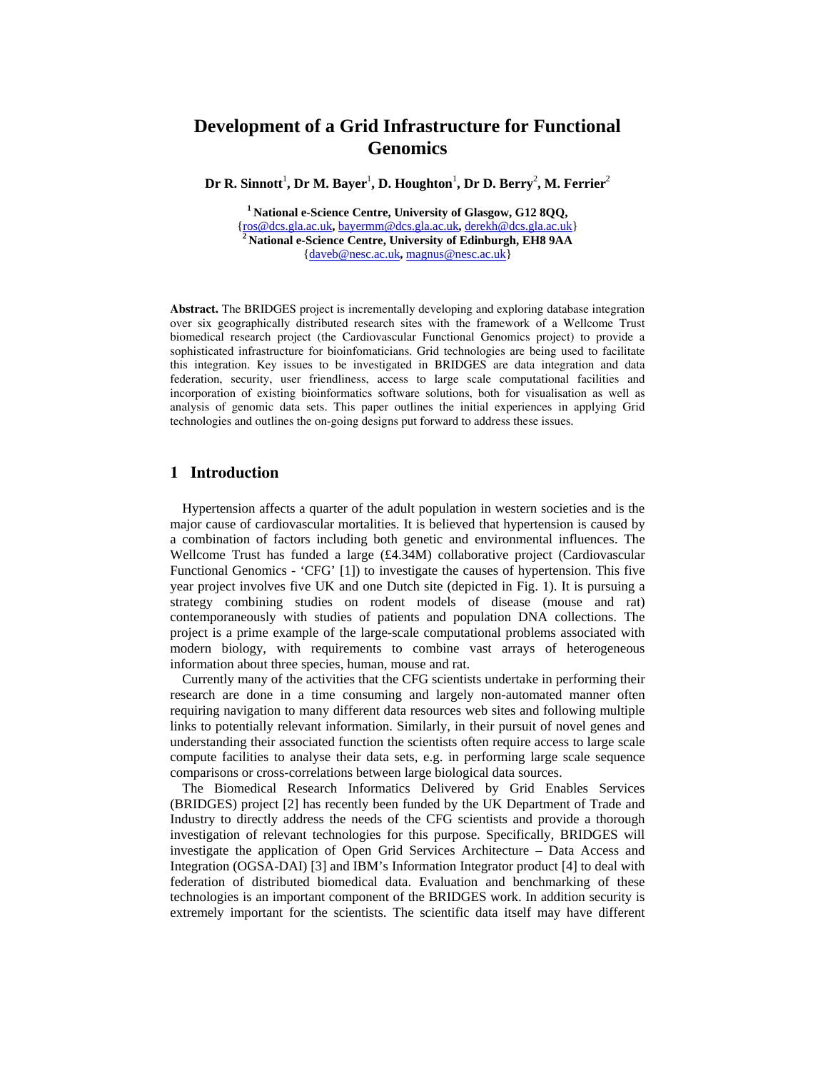# Development of a Grid Infrastructure for Functional Genomics

**Dr R. Sinnott[1], Dr M. Bayer[1], D. Houghton[1], Dr D. Berry[2], M. Ferrier[2]**

[1] **National e-Science Centre, University of Glasgow, G12 8QQ,**
{ros@dcs.gla.ac.uk, bayermm@dcs.gla.ac.uk, derekh@dcs.gla.ac.uk}
[2] **National e-Science Centre, University of Edinburgh, EH8 9AA**
{daveb@nesc.ac.uk, magnus@nesc.ac.uk}

**Abstract.** The BRIDGES project is incrementally developing and exploring database integration over six geographically distributed research sites with the framework of a Wellcome Trust biomedical research project (the Cardiovascular Functional Genomics project) to provide a sophisticated infrastructure for bioinfomaticians. Grid technologies are being used to facilitate this integration. Key issues to be investigated in BRIDGES are data integration and data federation, security, user friendliness, access to large scale computational facilities and incorporation of existing bioinformatics software solutions, both for visualisation as well as analysis of genomic data sets. This paper outlines the initial experiences in applying Grid technologies and outlines the on-going designs put forward to address these issues.

## 1 Introduction

Hypertension affects a quarter of the adult population in western societies and is the major cause of cardiovascular mortalities. It is believed that hypertension is caused by a combination of factors including both genetic and environmental influences. The Wellcome Trust has funded a large (£4.34M) collaborative project (Cardiovascular Functional Genomics - 'CFG' [1]) to investigate the causes of hypertension. This five year project involves five UK and one Dutch site (depicted in Fig. 1). It is pursuing a strategy combining studies on rodent models of disease (mouse and rat) contemporaneously with studies of patients and population DNA collections. The project is a prime example of the large-scale computational problems associated with modern biology, with requirements to combine vast arrays of heterogeneous information about three species, human, mouse and rat.

Currently many of the activities that the CFG scientists undertake in performing their research are done in a time consuming and largely non-automated manner often requiring navigation to many different data resources web sites and following multiple links to potentially relevant information. Similarly, in their pursuit of novel genes and understanding their associated function the scientists often require access to large scale compute facilities to analyse their data sets, e.g. in performing large scale sequence comparisons or cross-correlations between large biological data sources.

The Biomedical Research Informatics Delivered by Grid Enables Services (BRIDGES) project [2] has recently been funded by the UK Department of Trade and Industry to directly address the needs of the CFG scientists and provide a thorough investigation of relevant technologies for this purpose. Specifically, BRIDGES will investigate the application of Open Grid Services Architecture – Data Access and Integration (OGSA-DAI) [3] and IBM's Information Integrator product [4] to deal with federation of distributed biomedical data. Evaluation and benchmarking of these technologies is an important component of the BRIDGES work. In addition security is extremely important for the scientists. The scientific data itself may have different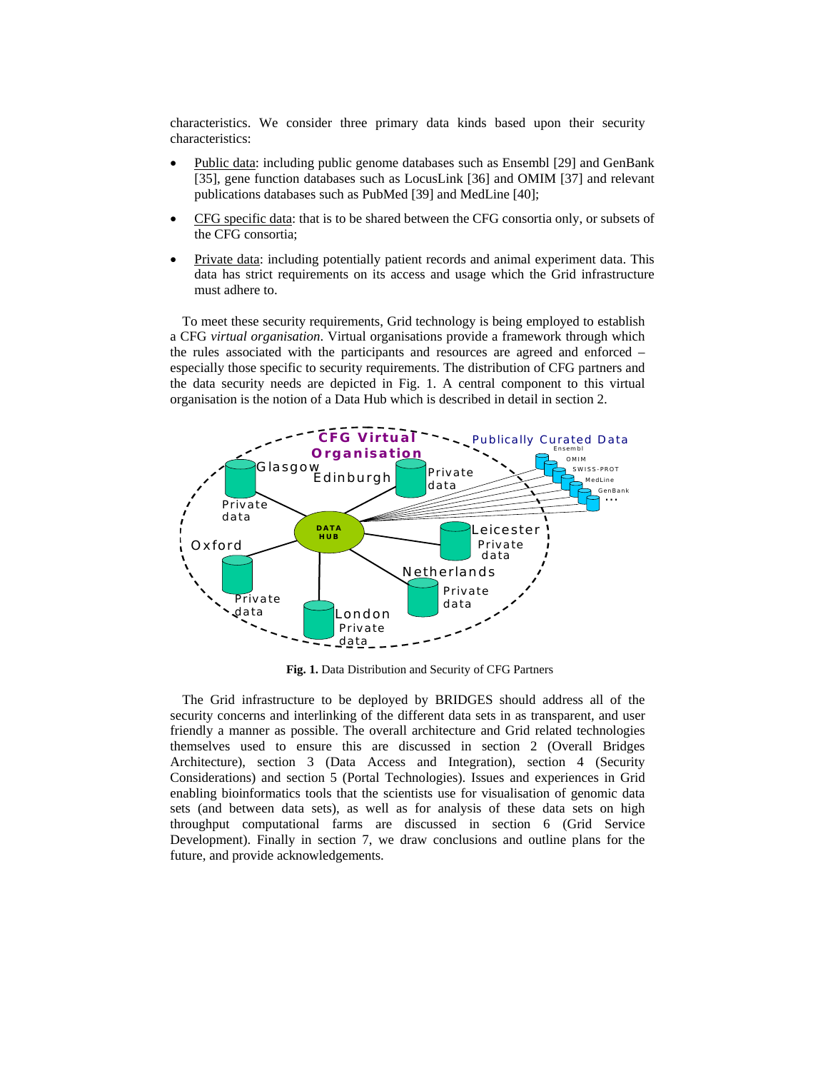characteristics. We consider three primary data kinds based upon their security characteristics:

- Public data: including public genome databases such as Ensembl [29] and GenBank [35], gene function databases such as LocusLink [36] and OMIM [37] and relevant publications databases such as PubMed [39] and MedLine [40];
- CFG specific data: that is to be shared between the CFG consortia only, or subsets of the CFG consortia;
- Private data: including potentially patient records and animal experiment data. This data has strict requirements on its access and usage which the Grid infrastructure must adhere to.

To meet these security requirements, Grid technology is being employed to establish a CFG *virtual organisation*. Virtual organisations provide a framework through which the rules associated with the participants and resources are agreed and enforced – especially those specific to security requirements. The distribution of CFG partners and the data security needs are depicted in Fig. 1. A central component to this virtual organisation is the notion of a Data Hub which is described in detail in section 2.

**Fig. 1.** Data Distribution and Security of CFG Partners

The Grid infrastructure to be deployed by BRIDGES should address all of the security concerns and interlinking of the different data sets in as transparent, and user friendly a manner as possible. The overall architecture and Grid related technologies themselves used to ensure this are discussed in section 2 (Overall Bridges Architecture), section 3 (Data Access and Integration), section 4 (Security Considerations) and section 5 (Portal Technologies). Issues and experiences in Grid enabling bioinformatics tools that the scientists use for visualisation of genomic data sets (and between data sets), as well as for analysis of these data sets on high throughput computational farms are discussed in section 6 (Grid Service Development). Finally in section 7, we draw conclusions and outline plans for the future, and provide acknowledgements.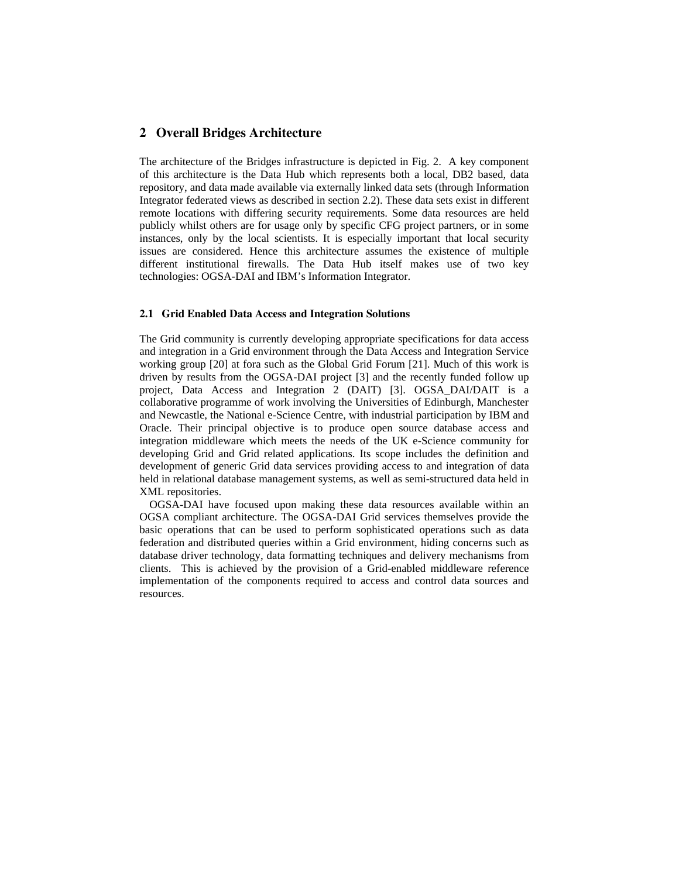## 2 Overall Bridges Architecture

The architecture of the Bridges infrastructure is depicted in Fig. 2. A key component of this architecture is the Data Hub which represents both a local, DB2 based, data repository, and data made available via externally linked data sets (through Information Integrator federated views as described in section 2.2). These data sets exist in different remote locations with differing security requirements. Some data resources are held publicly whilst others are for usage only by specific CFG project partners, or in some instances, only by the local scientists. It is especially important that local security issues are considered. Hence this architecture assumes the existence of multiple different institutional firewalls. The Data Hub itself makes use of two key technologies: OGSA-DAI and IBM's Information Integrator.

### 2.1 Grid Enabled Data Access and Integration Solutions

The Grid community is currently developing appropriate specifications for data access and integration in a Grid environment through the Data Access and Integration Service working group [20] at fora such as the Global Grid Forum [21]. Much of this work is driven by results from the OGSA-DAI project [3] and the recently funded follow up project, Data Access and Integration 2 (DAIT) [3]. OGSA_DAI/DAIT is a collaborative programme of work involving the Universities of Edinburgh, Manchester and Newcastle, the National e-Science Centre, with industrial participation by IBM and Oracle. Their principal objective is to produce open source database access and integration middleware which meets the needs of the UK e-Science community for developing Grid and Grid related applications. Its scope includes the definition and development of generic Grid data services providing access to and integration of data held in relational database management systems, as well as semi-structured data held in XML repositories.

OGSA-DAI have focused upon making these data resources available within an OGSA compliant architecture. The OGSA-DAI Grid services themselves provide the basic operations that can be used to perform sophisticated operations such as data federation and distributed queries within a Grid environment, hiding concerns such as database driver technology, data formatting techniques and delivery mechanisms from clients. This is achieved by the provision of a Grid-enabled middleware reference implementation of the components required to access and control data sources and resources.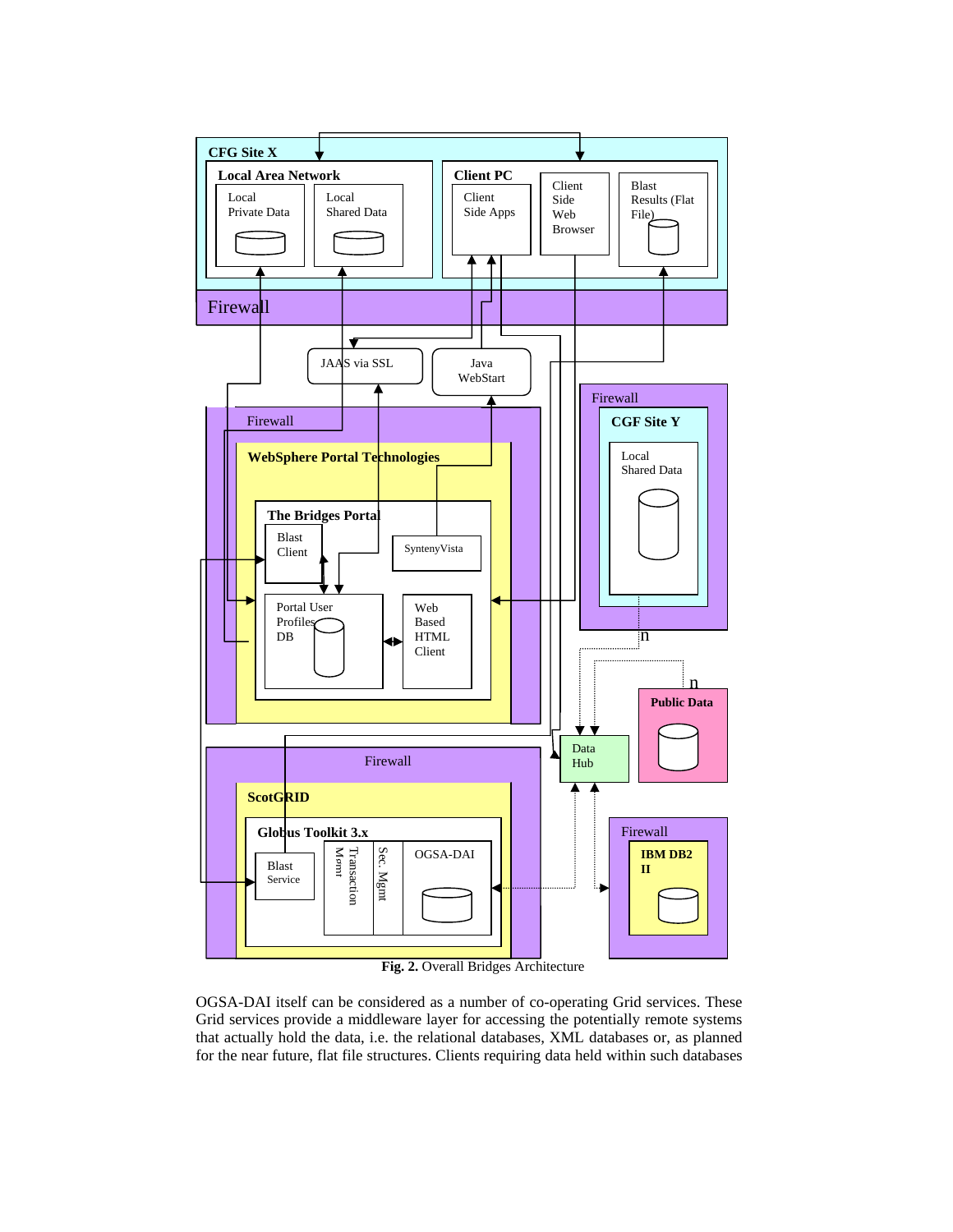**Fig. 2.** Overall Bridges Architecture

OGSA-DAI itself can be considered as a number of co-operating Grid services. These Grid services provide a middleware layer for accessing the potentially remote systems that actually hold the data, i.e. the relational databases, XML databases or, as planned for the near future, flat file structures. Clients requiring data held within such databases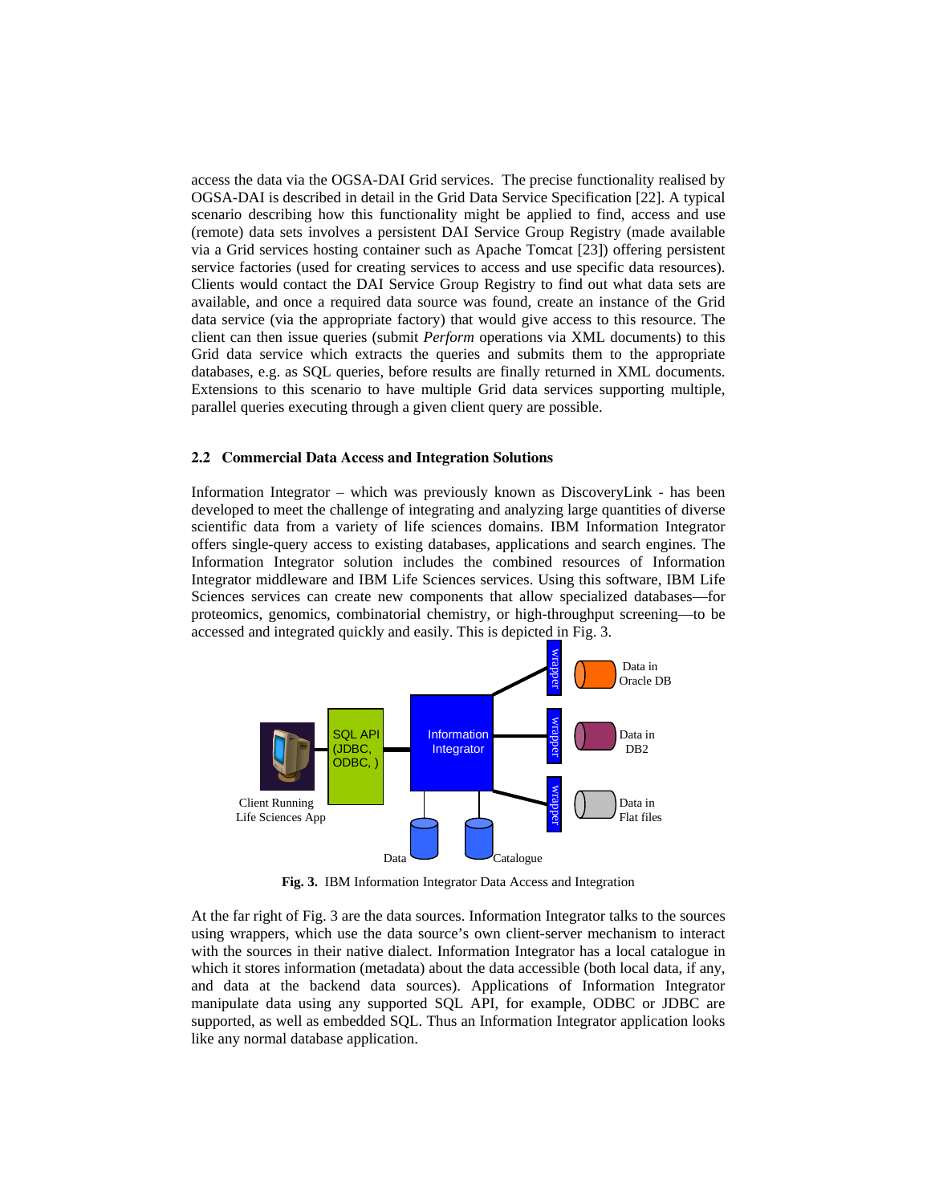access the data via the OGSA-DAI Grid services. The precise functionality realised by OGSA-DAI is described in detail in the Grid Data Service Specification [22]. A typical scenario describing how this functionality might be applied to find, access and use (remote) data sets involves a persistent DAI Service Group Registry (made available via a Grid services hosting container such as Apache Tomcat [23]) offering persistent service factories (used for creating services to access and use specific data resources). Clients would contact the DAI Service Group Registry to find out what data sets are available, and once a required data source was found, create an instance of the Grid data service (via the appropriate factory) that would give access to this resource. The client can then issue queries (submit *Perform* operations via XML documents) to this Grid data service which extracts the queries and submits them to the appropriate databases, e.g. as SQL queries, before results are finally returned in XML documents. Extensions to this scenario to have multiple Grid data services supporting multiple, parallel queries executing through a given client query are possible.

### 2.2 Commercial Data Access and Integration Solutions

Information Integrator – which was previously known as DiscoveryLink - has been developed to meet the challenge of integrating and analyzing large quantities of diverse scientific data from a variety of life sciences domains. IBM Information Integrator offers single-query access to existing databases, applications and search engines. The Information Integrator solution includes the combined resources of Information Integrator middleware and IBM Life Sciences services. Using this software, IBM Life Sciences services can create new components that allow specialized databases—for proteomics, genomics, combinatorial chemistry, or high-throughput screening—to be accessed and integrated quickly and easily. This is depicted in Fig. 3.

**Fig. 3.** IBM Information Integrator Data Access and Integration

At the far right of Fig. 3 are the data sources. Information Integrator talks to the sources using wrappers, which use the data source's own client-server mechanism to interact with the sources in their native dialect. Information Integrator has a local catalogue in which it stores information (metadata) about the data accessible (both local data, if any, and data at the backend data sources). Applications of Information Integrator manipulate data using any supported SQL API, for example, ODBC or JDBC are supported, as well as embedded SQL. Thus an Information Integrator application looks like any normal database application.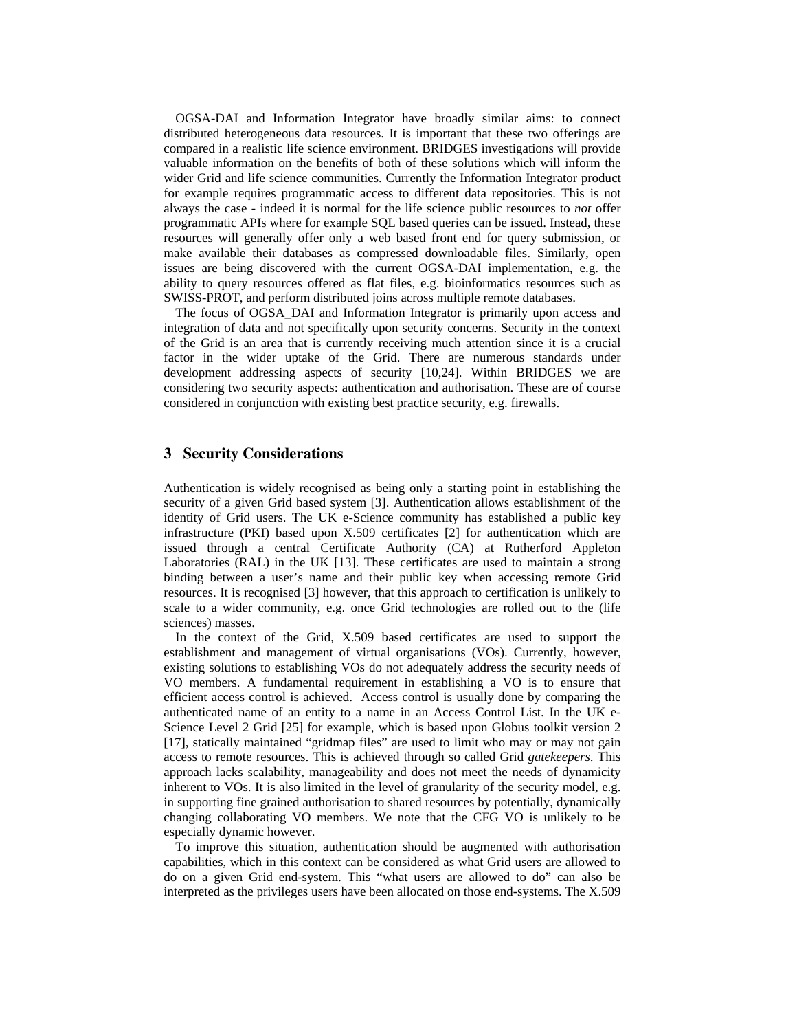OGSA-DAI and Information Integrator have broadly similar aims: to connect distributed heterogeneous data resources. It is important that these two offerings are compared in a realistic life science environment. BRIDGES investigations will provide valuable information on the benefits of both of these solutions which will inform the wider Grid and life science communities. Currently the Information Integrator product for example requires programmatic access to different data repositories. This is not always the case - indeed it is normal for the life science public resources to *not* offer programmatic APIs where for example SQL based queries can be issued. Instead, these resources will generally offer only a web based front end for query submission, or make available their databases as compressed downloadable files. Similarly, open issues are being discovered with the current OGSA-DAI implementation, e.g. the ability to query resources offered as flat files, e.g. bioinformatics resources such as SWISS-PROT, and perform distributed joins across multiple remote databases.

The focus of OGSA_DAI and Information Integrator is primarily upon access and integration of data and not specifically upon security concerns. Security in the context of the Grid is an area that is currently receiving much attention since it is a crucial factor in the wider uptake of the Grid. There are numerous standards under development addressing aspects of security [10,24]. Within BRIDGES we are considering two security aspects: authentication and authorisation. These are of course considered in conjunction with existing best practice security, e.g. firewalls.

## 3 Security Considerations

Authentication is widely recognised as being only a starting point in establishing the security of a given Grid based system [3]. Authentication allows establishment of the identity of Grid users. The UK e-Science community has established a public key infrastructure (PKI) based upon X.509 certificates [2] for authentication which are issued through a central Certificate Authority (CA) at Rutherford Appleton Laboratories (RAL) in the UK [13]. These certificates are used to maintain a strong binding between a user's name and their public key when accessing remote Grid resources. It is recognised [3] however, that this approach to certification is unlikely to scale to a wider community, e.g. once Grid technologies are rolled out to the (life sciences) masses.

In the context of the Grid, X.509 based certificates are used to support the establishment and management of virtual organisations (VOs). Currently, however, existing solutions to establishing VOs do not adequately address the security needs of VO members. A fundamental requirement in establishing a VO is to ensure that efficient access control is achieved. Access control is usually done by comparing the authenticated name of an entity to a name in an Access Control List. In the UK e-Science Level 2 Grid [25] for example, which is based upon Globus toolkit version 2 [17], statically maintained "gridmap files" are used to limit who may or may not gain access to remote resources. This is achieved through so called Grid *gatekeepers*. This approach lacks scalability, manageability and does not meet the needs of dynamicity inherent to VOs. It is also limited in the level of granularity of the security model, e.g. in supporting fine grained authorisation to shared resources by potentially, dynamically changing collaborating VO members. We note that the CFG VO is unlikely to be especially dynamic however.

To improve this situation, authentication should be augmented with authorisation capabilities, which in this context can be considered as what Grid users are allowed to do on a given Grid end-system. This "what users are allowed to do" can also be interpreted as the privileges users have been allocated on those end-systems. The X.509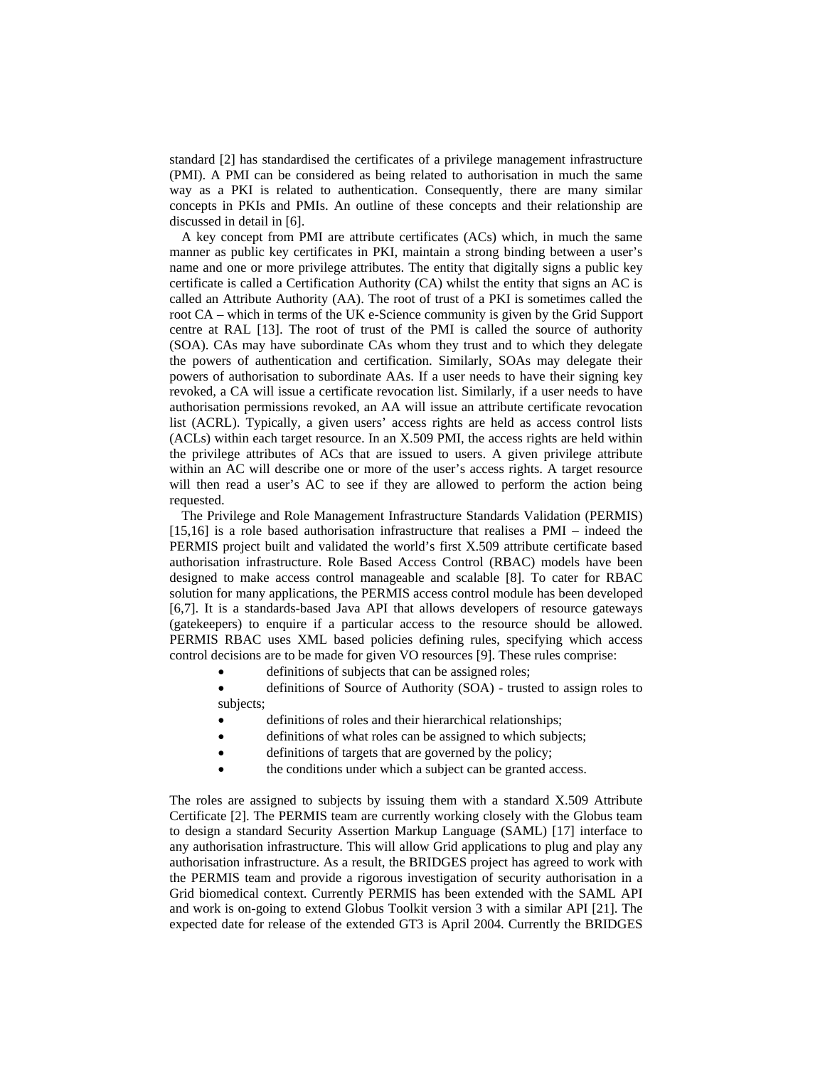standard [2] has standardised the certificates of a privilege management infrastructure (PMI). A PMI can be considered as being related to authorisation in much the same way as a PKI is related to authentication. Consequently, there are many similar concepts in PKIs and PMIs. An outline of these concepts and their relationship are discussed in detail in [6].

A key concept from PMI are attribute certificates (ACs) which, in much the same manner as public key certificates in PKI, maintain a strong binding between a user's name and one or more privilege attributes. The entity that digitally signs a public key certificate is called a Certification Authority (CA) whilst the entity that signs an AC is called an Attribute Authority (AA). The root of trust of a PKI is sometimes called the root CA – which in terms of the UK e-Science community is given by the Grid Support centre at RAL [13]. The root of trust of the PMI is called the source of authority (SOA). CAs may have subordinate CAs whom they trust and to which they delegate the powers of authentication and certification. Similarly, SOAs may delegate their powers of authorisation to subordinate AAs. If a user needs to have their signing key revoked, a CA will issue a certificate revocation list. Similarly, if a user needs to have authorisation permissions revoked, an AA will issue an attribute certificate revocation list (ACRL). Typically, a given users' access rights are held as access control lists (ACLs) within each target resource. In an X.509 PMI, the access rights are held within the privilege attributes of ACs that are issued to users. A given privilege attribute within an AC will describe one or more of the user's access rights. A target resource will then read a user's AC to see if they are allowed to perform the action being requested.

The Privilege and Role Management Infrastructure Standards Validation (PERMIS) [15,16] is a role based authorisation infrastructure that realises a PMI – indeed the PERMIS project built and validated the world's first X.509 attribute certificate based authorisation infrastructure. Role Based Access Control (RBAC) models have been designed to make access control manageable and scalable [8]. To cater for RBAC solution for many applications, the PERMIS access control module has been developed [6,7]. It is a standards-based Java API that allows developers of resource gateways (gatekeepers) to enquire if a particular access to the resource should be allowed. PERMIS RBAC uses XML based policies defining rules, specifying which access control decisions are to be made for given VO resources [9]. These rules comprise:

- definitions of subjects that can be assigned roles;
- definitions of Source of Authority (SOA) - trusted to assign roles to subjects;
- definitions of roles and their hierarchical relationships;
- definitions of what roles can be assigned to which subjects;
- definitions of targets that are governed by the policy;
- the conditions under which a subject can be granted access.

The roles are assigned to subjects by issuing them with a standard X.509 Attribute Certificate [2]. The PERMIS team are currently working closely with the Globus team to design a standard Security Assertion Markup Language (SAML) [17] interface to any authorisation infrastructure. This will allow Grid applications to plug and play any authorisation infrastructure. As a result, the BRIDGES project has agreed to work with the PERMIS team and provide a rigorous investigation of security authorisation in a Grid biomedical context. Currently PERMIS has been extended with the SAML API and work is on-going to extend Globus Toolkit version 3 with a similar API [21]. The expected date for release of the extended GT3 is April 2004. Currently the BRIDGES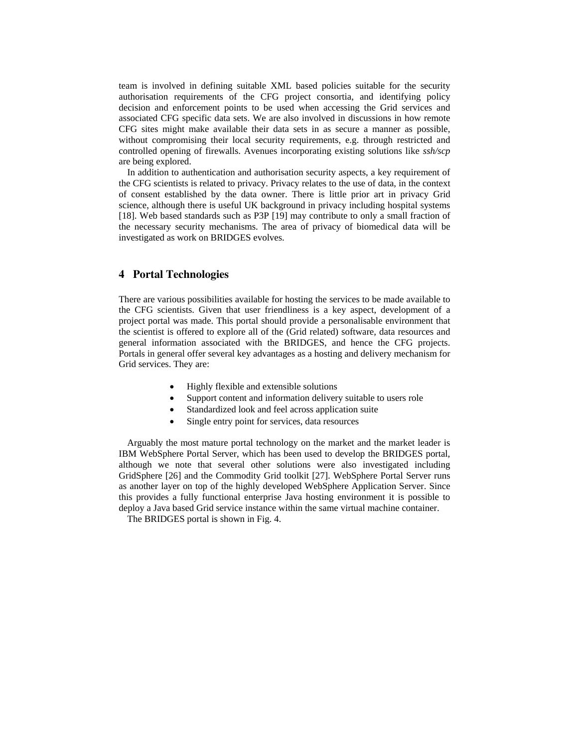team is involved in defining suitable XML based policies suitable for the security authorisation requirements of the CFG project consortia, and identifying policy decision and enforcement points to be used when accessing the Grid services and associated CFG specific data sets. We are also involved in discussions in how remote CFG sites might make available their data sets in as secure a manner as possible, without compromising their local security requirements, e.g. through restricted and controlled opening of firewalls. Avenues incorporating existing solutions like *ssh/scp* are being explored.

In addition to authentication and authorisation security aspects, a key requirement of the CFG scientists is related to privacy. Privacy relates to the use of data, in the context of consent established by the data owner. There is little prior art in privacy Grid science, although there is useful UK background in privacy including hospital systems [18]. Web based standards such as P3P [19] may contribute to only a small fraction of the necessary security mechanisms. The area of privacy of biomedical data will be investigated as work on BRIDGES evolves.

## 4 Portal Technologies

There are various possibilities available for hosting the services to be made available to the CFG scientists. Given that user friendliness is a key aspect, development of a project portal was made. This portal should provide a personalisable environment that the scientist is offered to explore all of the (Grid related) software, data resources and general information associated with the BRIDGES, and hence the CFG projects. Portals in general offer several key advantages as a hosting and delivery mechanism for Grid services. They are:

- Highly flexible and extensible solutions
- Support content and information delivery suitable to users role
- Standardized look and feel across application suite
- Single entry point for services, data resources

Arguably the most mature portal technology on the market and the market leader is IBM WebSphere Portal Server, which has been used to develop the BRIDGES portal, although we note that several other solutions were also investigated including GridSphere [26] and the Commodity Grid toolkit [27]. WebSphere Portal Server runs as another layer on top of the highly developed WebSphere Application Server. Since this provides a fully functional enterprise Java hosting environment it is possible to deploy a Java based Grid service instance within the same virtual machine container.

The BRIDGES portal is shown in Fig. 4.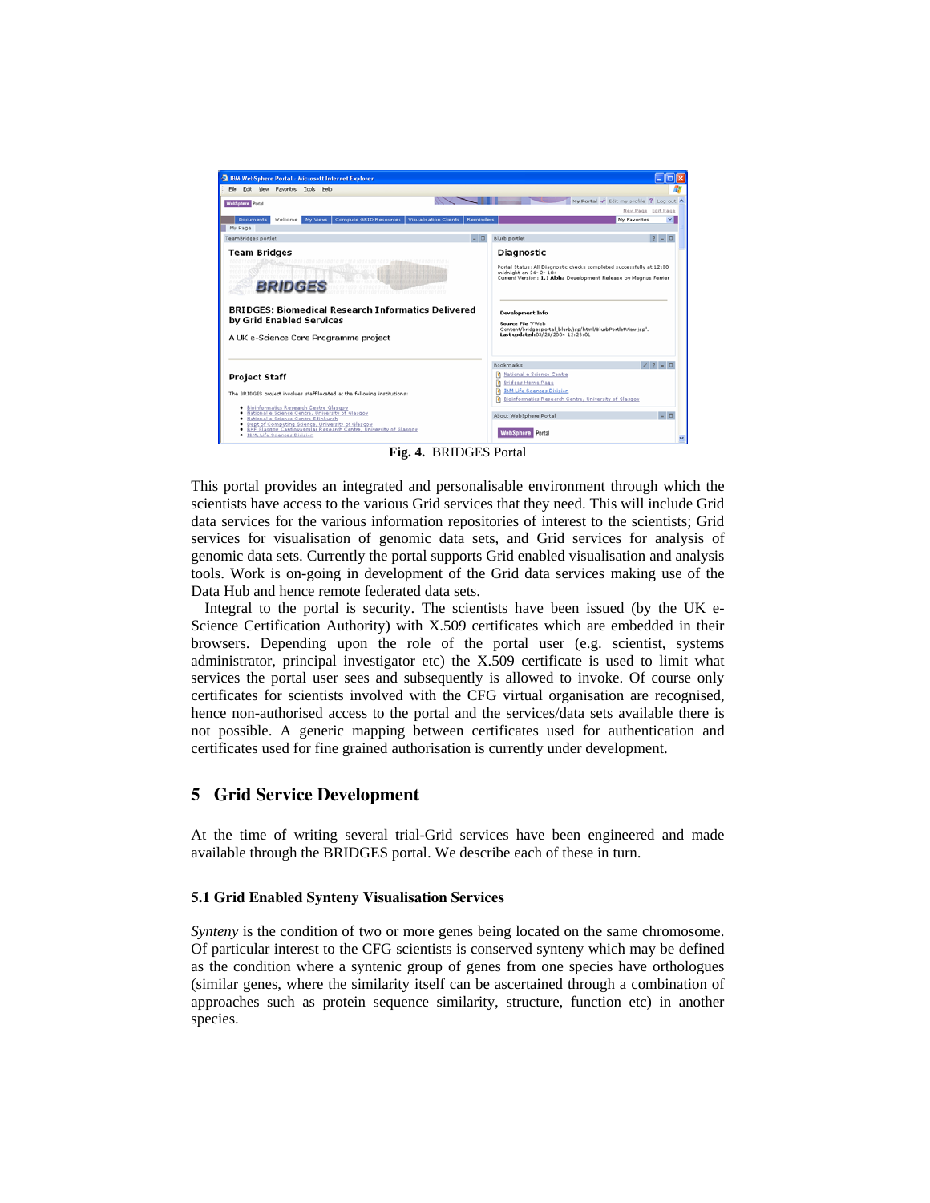**Fig. 4.** BRIDGES Portal

This portal provides an integrated and personalisable environment through which the scientists have access to the various Grid services that they need. This will include Grid data services for the various information repositories of interest to the scientists; Grid services for visualisation of genomic data sets, and Grid services for analysis of genomic data sets. Currently the portal supports Grid enabled visualisation and analysis tools. Work is on-going in development of the Grid data services making use of the Data Hub and hence remote federated data sets.

Integral to the portal is security. The scientists have been issued (by the UK e-Science Certification Authority) with X.509 certificates which are embedded in their browsers. Depending upon the role of the portal user (e.g. scientist, systems administrator, principal investigator etc) the X.509 certificate is used to limit what services the portal user sees and subsequently is allowed to invoke. Of course only certificates for scientists involved with the CFG virtual organisation are recognised, hence non-authorised access to the portal and the services/data sets available there is not possible. A generic mapping between certificates used for authentication and certificates used for fine grained authorisation is currently under development.

## 5 Grid Service Development

At the time of writing several trial-Grid services have been engineered and made available through the BRIDGES portal. We describe each of these in turn.

### 5.1 Grid Enabled Synteny Visualisation Services

*Synteny* is the condition of two or more genes being located on the same chromosome. Of particular interest to the CFG scientists is conserved synteny which may be defined as the condition where a syntenic group of genes from one species have orthologues (similar genes, where the similarity itself can be ascertained through a combination of approaches such as protein sequence similarity, structure, function etc) in another species.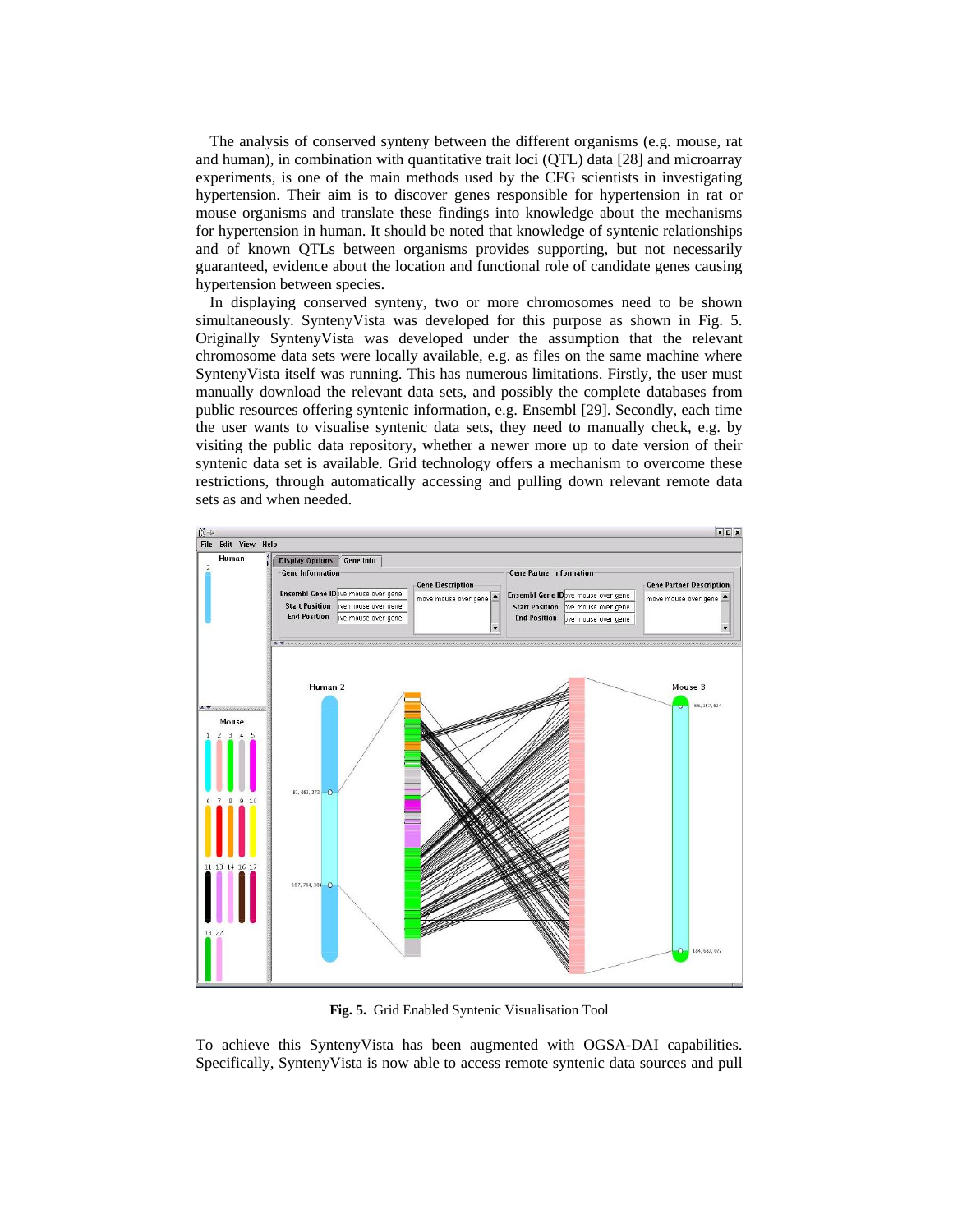The analysis of conserved synteny between the different organisms (e.g. mouse, rat and human), in combination with quantitative trait loci (QTL) data [28] and microarray experiments, is one of the main methods used by the CFG scientists in investigating hypertension. Their aim is to discover genes responsible for hypertension in rat or mouse organisms and translate these findings into knowledge about the mechanisms for hypertension in human. It should be noted that knowledge of syntenic relationships and of known QTLs between organisms provides supporting, but not necessarily guaranteed, evidence about the location and functional role of candidate genes causing hypertension between species.

In displaying conserved synteny, two or more chromosomes need to be shown simultaneously. SyntenyVista was developed for this purpose as shown in Fig. 5. Originally SyntenyVista was developed under the assumption that the relevant chromosome data sets were locally available, e.g. as files on the same machine where SyntenyVista itself was running. This has numerous limitations. Firstly, the user must manually download the relevant data sets, and possibly the complete databases from public resources offering syntenic information, e.g. Ensembl [29]. Secondly, each time the user wants to visualise syntenic data sets, they need to manually check, e.g. by visiting the public data repository, whether a newer more up to date version of their syntenic data set is available. Grid technology offers a mechanism to overcome these restrictions, through automatically accessing and pulling down relevant remote data sets as and when needed.

**Fig. 5.** Grid Enabled Syntenic Visualisation Tool

To achieve this SyntenyVista has been augmented with OGSA-DAI capabilities. Specifically, SyntenyVista is now able to access remote syntenic data sources and pull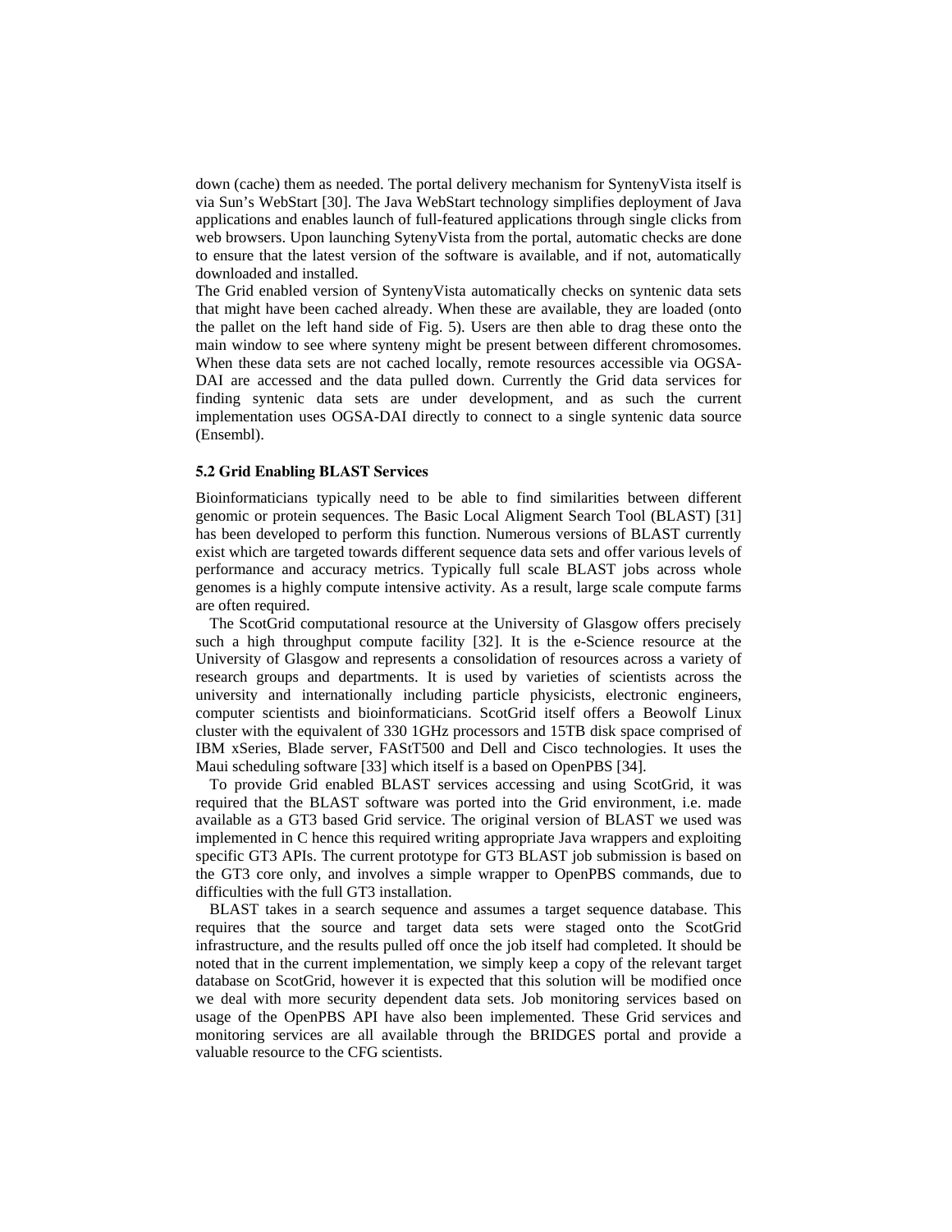down (cache) them as needed. The portal delivery mechanism for SyntenyVista itself is via Sun's WebStart [30]. The Java WebStart technology simplifies deployment of Java applications and enables launch of full-featured applications through single clicks from web browsers. Upon launching SytenyVista from the portal, automatic checks are done to ensure that the latest version of the software is available, and if not, automatically downloaded and installed.

The Grid enabled version of SyntenyVista automatically checks on syntenic data sets that might have been cached already. When these are available, they are loaded (onto the pallet on the left hand side of Fig. 5). Users are then able to drag these onto the main window to see where synteny might be present between different chromosomes. When these data sets are not cached locally, remote resources accessible via OGSA-DAI are accessed and the data pulled down. Currently the Grid data services for finding syntenic data sets are under development, and as such the current implementation uses OGSA-DAI directly to connect to a single syntenic data source (Ensembl).

### 5.2 Grid Enabling BLAST Services

Bioinformaticians typically need to be able to find similarities between different genomic or protein sequences. The Basic Local Aligment Search Tool (BLAST) [31] has been developed to perform this function. Numerous versions of BLAST currently exist which are targeted towards different sequence data sets and offer various levels of performance and accuracy metrics. Typically full scale BLAST jobs across whole genomes is a highly compute intensive activity. As a result, large scale compute farms are often required.

The ScotGrid computational resource at the University of Glasgow offers precisely such a high throughput compute facility [32]. It is the e-Science resource at the University of Glasgow and represents a consolidation of resources across a variety of research groups and departments. It is used by varieties of scientists across the university and internationally including particle physicists, electronic engineers, computer scientists and bioinformaticians. ScotGrid itself offers a Beowolf Linux cluster with the equivalent of 330 1GHz processors and 15TB disk space comprised of IBM xSeries, Blade server, FAStT500 and Dell and Cisco technologies. It uses the Maui scheduling software [33] which itself is a based on OpenPBS [34].

To provide Grid enabled BLAST services accessing and using ScotGrid, it was required that the BLAST software was ported into the Grid environment, i.e. made available as a GT3 based Grid service. The original version of BLAST we used was implemented in C hence this required writing appropriate Java wrappers and exploiting specific GT3 APIs. The current prototype for GT3 BLAST job submission is based on the GT3 core only, and involves a simple wrapper to OpenPBS commands, due to difficulties with the full GT3 installation.

BLAST takes in a search sequence and assumes a target sequence database. This requires that the source and target data sets were staged onto the ScotGrid infrastructure, and the results pulled off once the job itself had completed. It should be noted that in the current implementation, we simply keep a copy of the relevant target database on ScotGrid, however it is expected that this solution will be modified once we deal with more security dependent data sets. Job monitoring services based on usage of the OpenPBS API have also been implemented. These Grid services and monitoring services are all available through the BRIDGES portal and provide a valuable resource to the CFG scientists.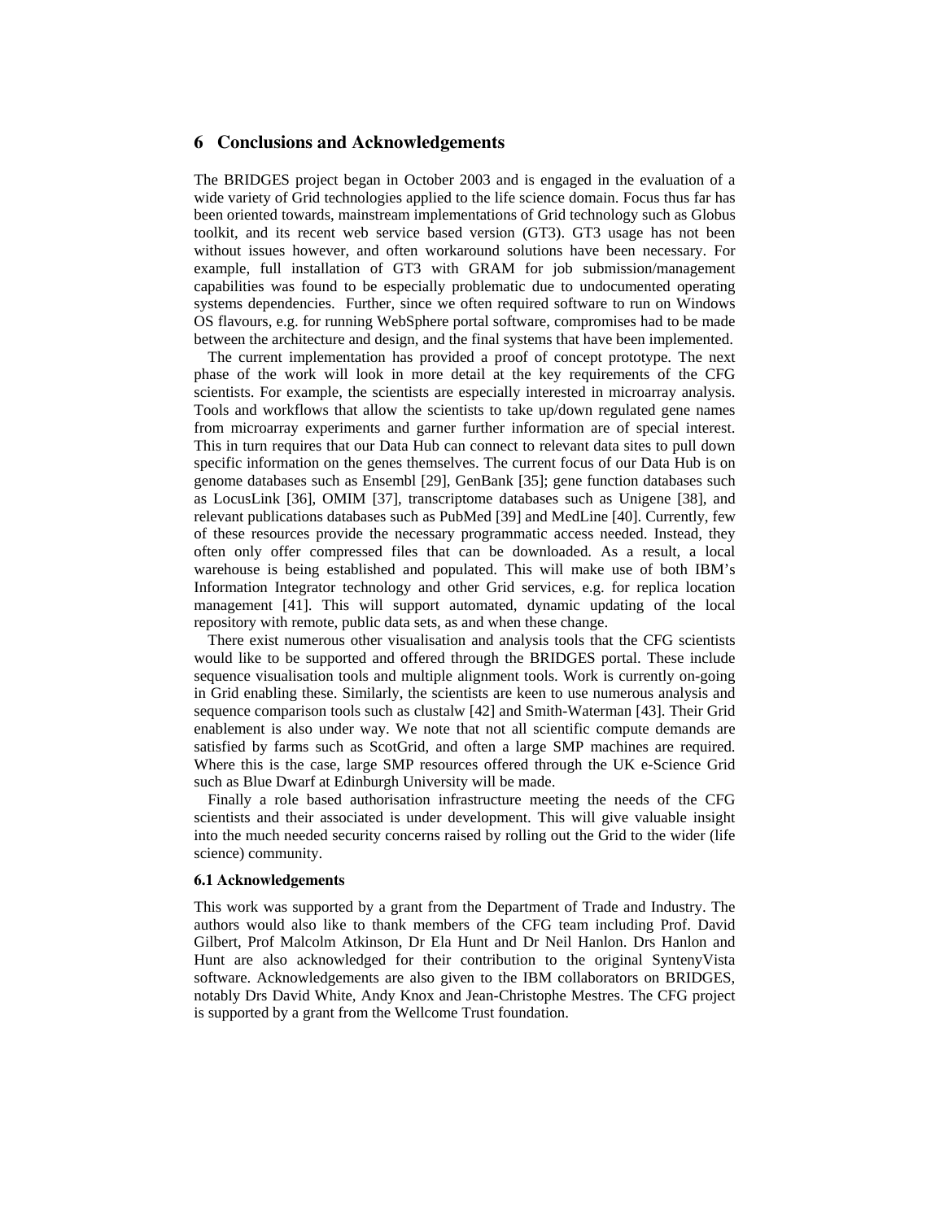## 6 Conclusions and Acknowledgements

The BRIDGES project began in October 2003 and is engaged in the evaluation of a wide variety of Grid technologies applied to the life science domain. Focus thus far has been oriented towards, mainstream implementations of Grid technology such as Globus toolkit, and its recent web service based version (GT3). GT3 usage has not been without issues however, and often workaround solutions have been necessary. For example, full installation of GT3 with GRAM for job submission/management capabilities was found to be especially problematic due to undocumented operating systems dependencies. Further, since we often required software to run on Windows OS flavours, e.g. for running WebSphere portal software, compromises had to be made between the architecture and design, and the final systems that have been implemented.

The current implementation has provided a proof of concept prototype. The next phase of the work will look in more detail at the key requirements of the CFG scientists. For example, the scientists are especially interested in microarray analysis. Tools and workflows that allow the scientists to take up/down regulated gene names from microarray experiments and garner further information are of special interest. This in turn requires that our Data Hub can connect to relevant data sites to pull down specific information on the genes themselves. The current focus of our Data Hub is on genome databases such as Ensembl [29], GenBank [35]; gene function databases such as LocusLink [36], OMIM [37], transcriptome databases such as Unigene [38], and relevant publications databases such as PubMed [39] and MedLine [40]. Currently, few of these resources provide the necessary programmatic access needed. Instead, they often only offer compressed files that can be downloaded. As a result, a local warehouse is being established and populated. This will make use of both IBM's Information Integrator technology and other Grid services, e.g. for replica location management [41]. This will support automated, dynamic updating of the local repository with remote, public data sets, as and when these change.

There exist numerous other visualisation and analysis tools that the CFG scientists would like to be supported and offered through the BRIDGES portal. These include sequence visualisation tools and multiple alignment tools. Work is currently on-going in Grid enabling these. Similarly, the scientists are keen to use numerous analysis and sequence comparison tools such as clustalw [42] and Smith-Waterman [43]. Their Grid enablement is also under way. We note that not all scientific compute demands are satisfied by farms such as ScotGrid, and often a large SMP machines are required. Where this is the case, large SMP resources offered through the UK e-Science Grid such as Blue Dwarf at Edinburgh University will be made.

Finally a role based authorisation infrastructure meeting the needs of the CFG scientists and their associated is under development. This will give valuable insight into the much needed security concerns raised by rolling out the Grid to the wider (life science) community.

### 6.1 Acknowledgements

This work was supported by a grant from the Department of Trade and Industry. The authors would also like to thank members of the CFG team including Prof. David Gilbert, Prof Malcolm Atkinson, Dr Ela Hunt and Dr Neil Hanlon. Drs Hanlon and Hunt are also acknowledged for their contribution to the original SyntenyVista software. Acknowledgements are also given to the IBM collaborators on BRIDGES, notably Drs David White, Andy Knox and Jean-Christophe Mestres. The CFG project is supported by a grant from the Wellcome Trust foundation.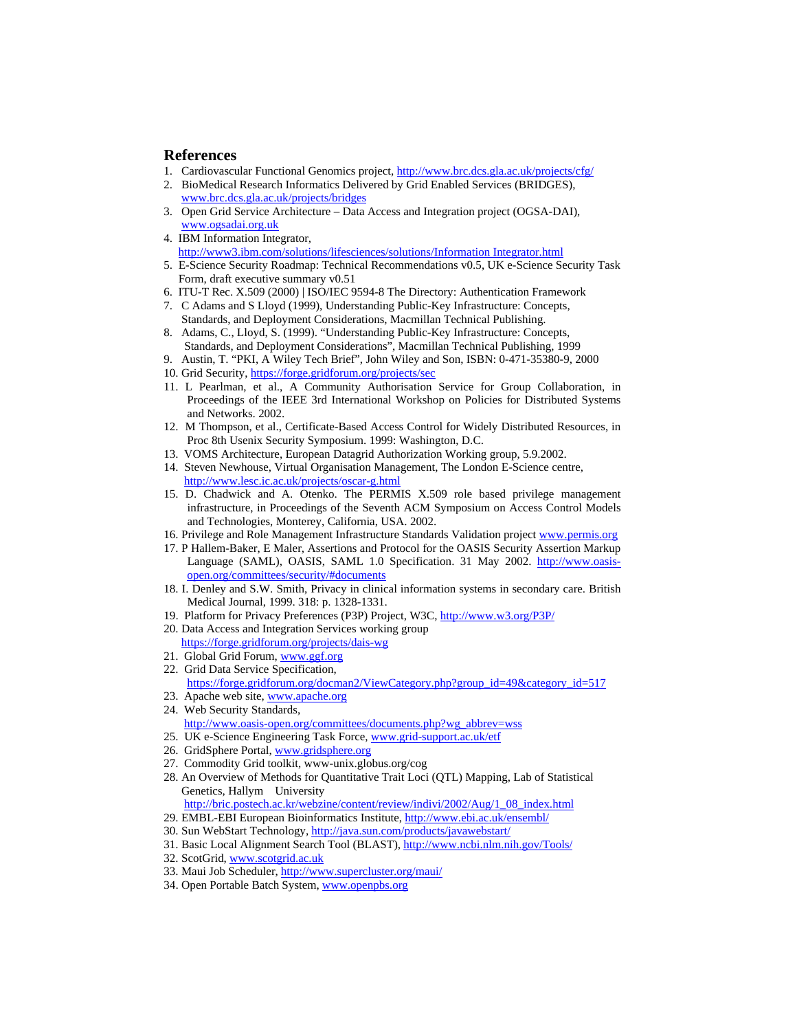## References

1. Cardiovascular Functional Genomics project, http://www.brc.dcs.gla.ac.uk/projects/cfg/
2. BioMedical Research Informatics Delivered by Grid Enabled Services (BRIDGES), www.brc.dcs.gla.ac.uk/projects/bridges
3. Open Grid Service Architecture – Data Access and Integration project (OGSA-DAI), www.ogsadai.org.uk
4. IBM Information Integrator, http://www3.ibm.com/solutions/lifesciences/solutions/Information Integrator.html
5. E-Science Security Roadmap: Technical Recommendations v0.5, UK e-Science Security Task Form, draft executive summary v0.51
6. ITU-T Rec. X.509 (2000) | ISO/IEC 9594-8 The Directory: Authentication Framework
7. C Adams and S Lloyd (1999), Understanding Public-Key Infrastructure: Concepts, Standards, and Deployment Considerations, Macmillan Technical Publishing.
8. Adams, C., Lloyd, S. (1999). "Understanding Public-Key Infrastructure: Concepts, Standards, and Deployment Considerations", Macmillan Technical Publishing, 1999
9. Austin, T. "PKI, A Wiley Tech Brief", John Wiley and Son, ISBN: 0-471-35380-9, 2000
10. Grid Security, https://forge.gridforum.org/projects/sec
11. L Pearlman, et al., A Community Authorisation Service for Group Collaboration, in Proceedings of the IEEE 3rd International Workshop on Policies for Distributed Systems and Networks. 2002.
12. M Thompson, et al., Certificate-Based Access Control for Widely Distributed Resources, in Proc 8th Usenix Security Symposium. 1999: Washington, D.C.
13. VOMS Architecture, European Datagrid Authorization Working group, 5.9.2002.
14. Steven Newhouse, Virtual Organisation Management, The London E-Science centre, http://www.lesc.ic.ac.uk/projects/oscar-g.html
15. D. Chadwick and A. Otenko. The PERMIS X.509 role based privilege management infrastructure, in Proceedings of the Seventh ACM Symposium on Access Control Models and Technologies, Monterey, California, USA. 2002.
16. Privilege and Role Management Infrastructure Standards Validation project www.permis.org
17. P Hallem-Baker, E Maler, Assertions and Protocol for the OASIS Security Assertion Markup Language (SAML), OASIS, SAML 1.0 Specification. 31 May 2002. http://www.oasis-open.org/committees/security/#documents
18. I. Denley and S.W. Smith, Privacy in clinical information systems in secondary care. British Medical Journal, 1999. 318: p. 1328-1331.
19. Platform for Privacy Preferences (P3P) Project, W3C, http://www.w3.org/P3P/
20. Data Access and Integration Services working group https://forge.gridforum.org/projects/dais-wg
21. Global Grid Forum, www.ggf.org
22. Grid Data Service Specification, https://forge.gridforum.org/docman2/ViewCategory.php?group_id=49&category_id=517
23. Apache web site, www.apache.org
24. Web Security Standards, http://www.oasis-open.org/committees/documents.php?wg_abbrev=wss
25. UK e-Science Engineering Task Force, www.grid-support.ac.uk/etf
26. GridSphere Portal, www.gridsphere.org
27. Commodity Grid toolkit, www-unix.globus.org/cog
28. An Overview of Methods for Quantitative Trait Loci (QTL) Mapping, Lab of Statistical Genetics, Hallym University http://bric.postech.ac.kr/webzine/content/review/indivi/2002/Aug/1_08_index.html
29. EMBL-EBI European Bioinformatics Institute, http://www.ebi.ac.uk/ensembl/
30. Sun WebStart Technology, http://java.sun.com/products/javawebstart/
31. Basic Local Alignment Search Tool (BLAST), http://www.ncbi.nlm.nih.gov/Tools/
32. ScotGrid, www.scotgrid.ac.uk
33. Maui Job Scheduler, http://www.supercluster.org/maui/
34. Open Portable Batch System, www.openpbs.org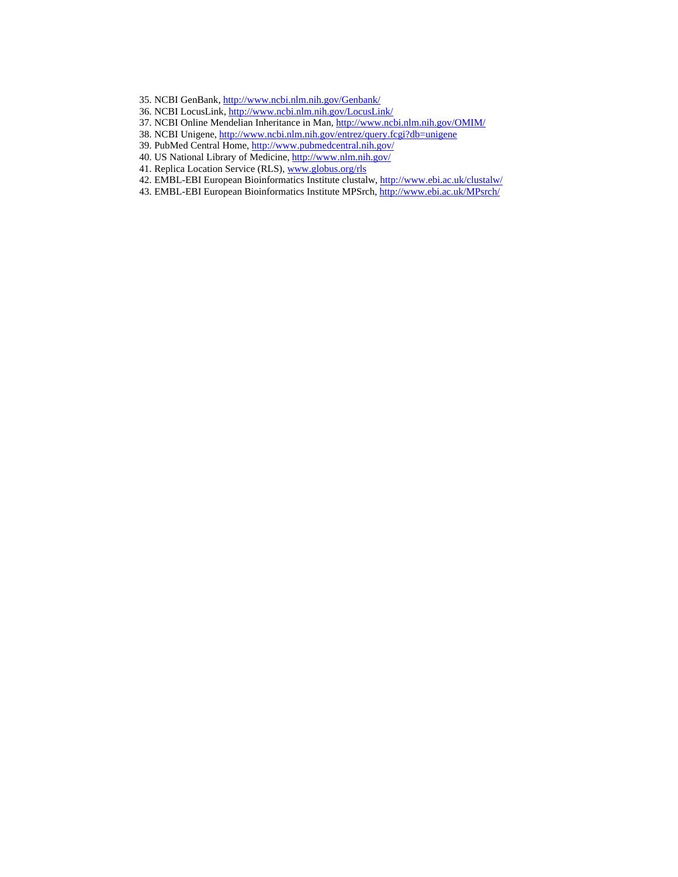35. NCBI GenBank, http://www.ncbi.nlm.nih.gov/Genbank/
36. NCBI LocusLink, http://www.ncbi.nlm.nih.gov/LocusLink/
37. NCBI Online Mendelian Inheritance in Man, http://www.ncbi.nlm.nih.gov/OMIM/
38. NCBI Unigene, http://www.ncbi.nlm.nih.gov/entrez/query.fcgi?db=unigene
39. PubMed Central Home, http://www.pubmedcentral.nih.gov/
40. US National Library of Medicine, http://www.nlm.nih.gov/
41. Replica Location Service (RLS), www.globus.org/rls
42. EMBL-EBI European Bioinformatics Institute clustalw, http://www.ebi.ac.uk/clustalw/
43. EMBL-EBI European Bioinformatics Institute MPSrch, http://www.ebi.ac.uk/MPsrch/